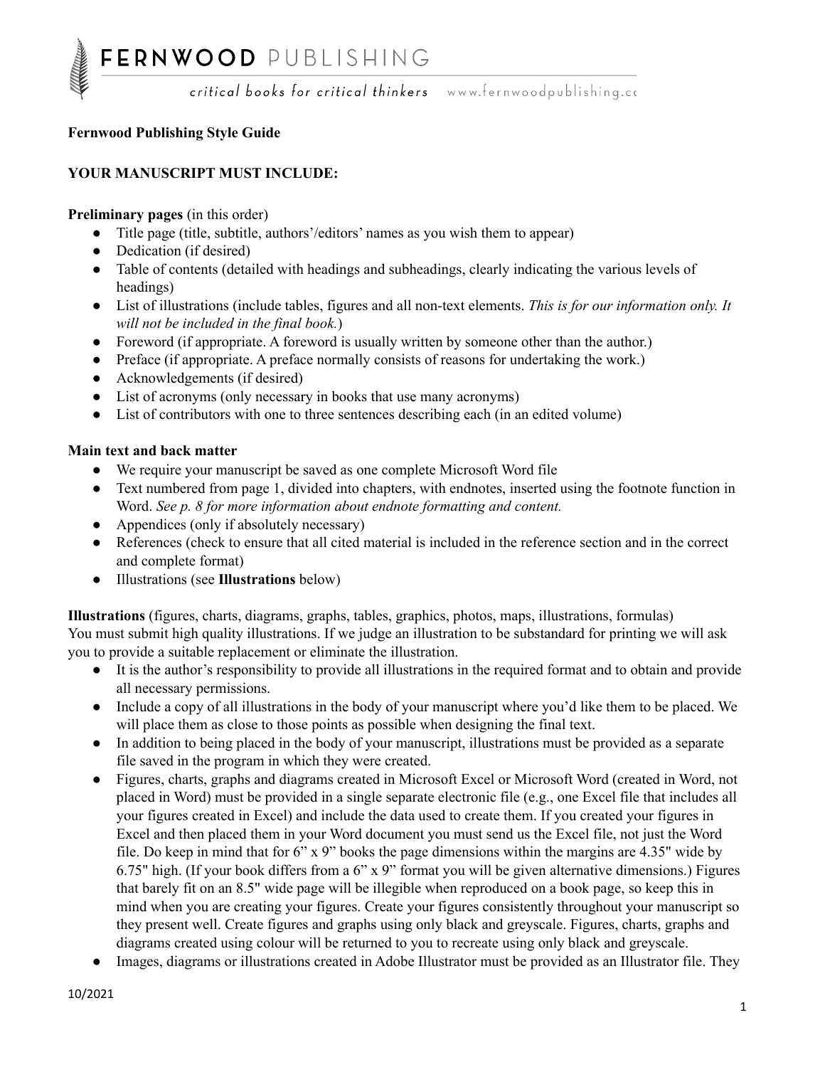**Fernwood Publishing Style Guide**

**YOUR MANUSCRIPT MUST INCLUDE:**

**Preliminary pages** (in this order)

- Title page (title, subtitle, authors'/editors' names as you wish them to appear)
- Dedication (if desired)
- Table of contents (detailed with headings and subheadings, clearly indicating the various levels of headings)
- List of illustrations (include tables, figures and all non-text elements. *This is for our information only. It will not be included in the final book.*)
- Foreword (if appropriate. A foreword is usually written by someone other than the author.)
- Preface (if appropriate. A preface normally consists of reasons for undertaking the work.)
- Acknowledgements (if desired)
- List of acronyms (only necessary in books that use many acronyms)
- List of contributors with one to three sentences describing each (in an edited volume)

**Main text and back matter**

- We require your manuscript be saved as one complete Microsoft Word file
- Text numbered from page 1, divided into chapters, with endnotes, inserted using the footnote function in Word. *See p. 8 for more information about endnote formatting and content.*
- Appendices (only if absolutely necessary)
- References (check to ensure that all cited material is included in the reference section and in the correct and complete format)
- Illustrations (see **Illustrations** below)

**Illustrations** (figures, charts, diagrams, graphs, tables, graphics, photos, maps, illustrations, formulas)
You must submit high quality illustrations. If we judge an illustration to be substandard for printing we will ask you to provide a suitable replacement or eliminate the illustration.

- It is the author's responsibility to provide all illustrations in the required format and to obtain and provide all necessary permissions.
- Include a copy of all illustrations in the body of your manuscript where you'd like them to be placed. We will place them as close to those points as possible when designing the final text.
- In addition to being placed in the body of your manuscript, illustrations must be provided as a separate file saved in the program in which they were created.
- Figures, charts, graphs and diagrams created in Microsoft Excel or Microsoft Word (created in Word, not placed in Word) must be provided in a single separate electronic file (e.g., one Excel file that includes all your figures created in Excel) and include the data used to create them. If you created your figures in Excel and then placed them in your Word document you must send us the Excel file, not just the Word file. Do keep in mind that for 6" x 9" books the page dimensions within the margins are 4.35" wide by 6.75" high. (If your book differs from a 6" x 9" format you will be given alternative dimensions.) Figures that barely fit on an 8.5" wide page will be illegible when reproduced on a book page, so keep this in mind when you are creating your figures. Create your figures consistently throughout your manuscript so they present well. Create figures and graphs using only black and greyscale. Figures, charts, graphs and diagrams created using colour will be returned to you to recreate using only black and greyscale.
- Images, diagrams or illustrations created in Adobe Illustrator must be provided as an Illustrator file. They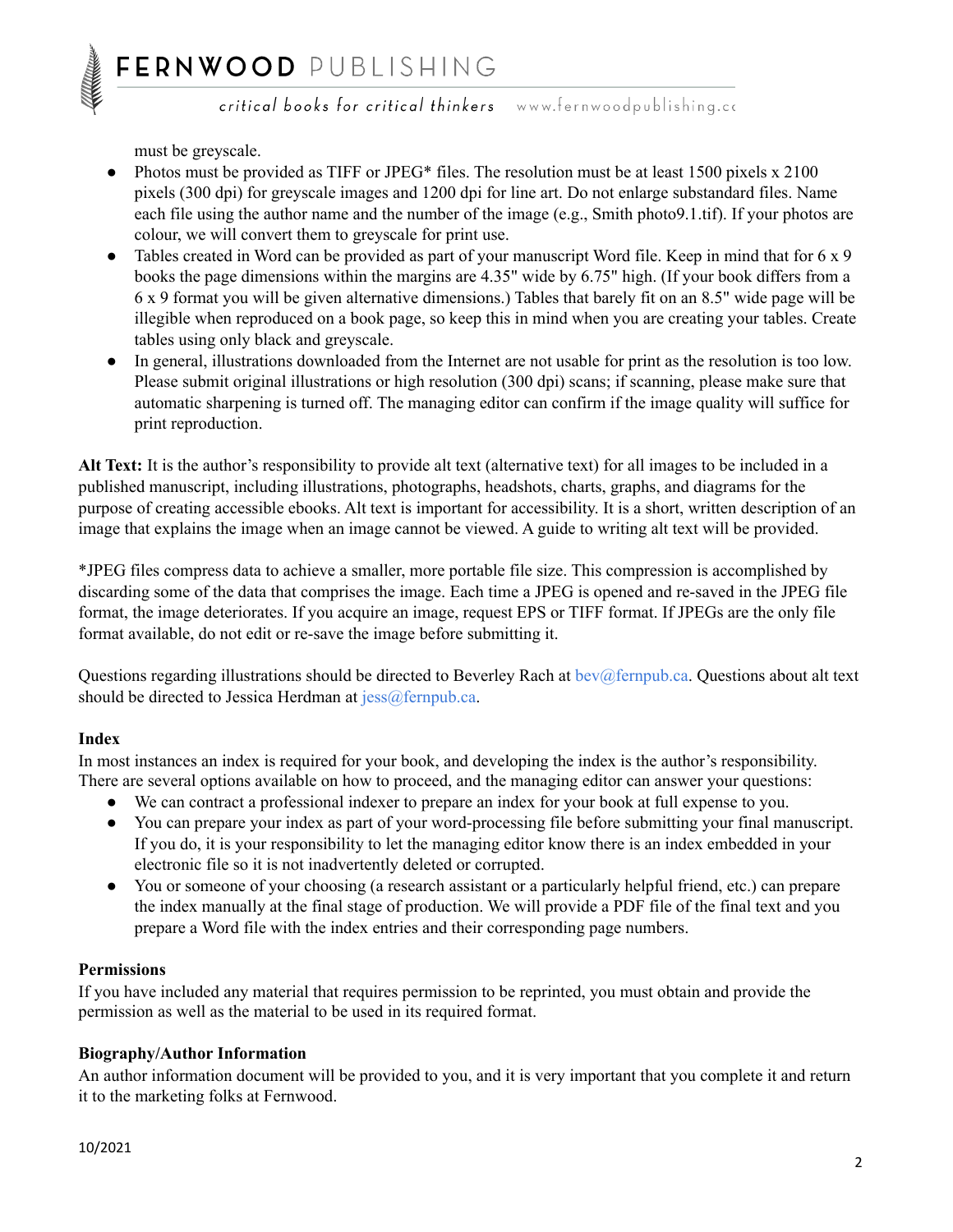must be greyscale.

- Photos must be provided as TIFF or JPEG* files. The resolution must be at least 1500 pixels x 2100 pixels (300 dpi) for greyscale images and 1200 dpi for line art. Do not enlarge substandard files. Name each file using the author name and the number of the image (e.g., Smith photo9.1.tif). If your photos are colour, we will convert them to greyscale for print use.
- Tables created in Word can be provided as part of your manuscript Word file. Keep in mind that for 6 x 9 books the page dimensions within the margins are 4.35" wide by 6.75" high. (If your book differs from a 6 x 9 format you will be given alternative dimensions.) Tables that barely fit on an 8.5" wide page will be illegible when reproduced on a book page, so keep this in mind when you are creating your tables. Create tables using only black and greyscale.
- In general, illustrations downloaded from the Internet are not usable for print as the resolution is too low. Please submit original illustrations or high resolution (300 dpi) scans; if scanning, please make sure that automatic sharpening is turned off. The managing editor can confirm if the image quality will suffice for print reproduction.

**Alt Text:** It is the author's responsibility to provide alt text (alternative text) for all images to be included in a published manuscript, including illustrations, photographs, headshots, charts, graphs, and diagrams for the purpose of creating accessible ebooks. Alt text is important for accessibility. It is a short, written description of an image that explains the image when an image cannot be viewed. A guide to writing alt text will be provided.

*JPEG files compress data to achieve a smaller, more portable file size. This compression is accomplished by discarding some of the data that comprises the image. Each time a JPEG is opened and re-saved in the JPEG file format, the image deteriorates. If you acquire an image, request EPS or TIFF format. If JPEGs are the only file format available, do not edit or re-save the image before submitting it.

Questions regarding illustrations should be directed to Beverley Rach at bev@fernpub.ca. Questions about alt text should be directed to Jessica Herdman at jess@fernpub.ca.

### Index

In most instances an index is required for your book, and developing the index is the author's responsibility. There are several options available on how to proceed, and the managing editor can answer your questions:

- We can contract a professional indexer to prepare an index for your book at full expense to you.
- You can prepare your index as part of your word-processing file before submitting your final manuscript. If you do, it is your responsibility to let the managing editor know there is an index embedded in your electronic file so it is not inadvertently deleted or corrupted.
- You or someone of your choosing (a research assistant or a particularly helpful friend, etc.) can prepare the index manually at the final stage of production. We will provide a PDF file of the final text and you prepare a Word file with the index entries and their corresponding page numbers.

### Permissions

If you have included any material that requires permission to be reprinted, you must obtain and provide the permission as well as the material to be used in its required format.

### Biography/Author Information

An author information document will be provided to you, and it is very important that you complete it and return it to the marketing folks at Fernwood.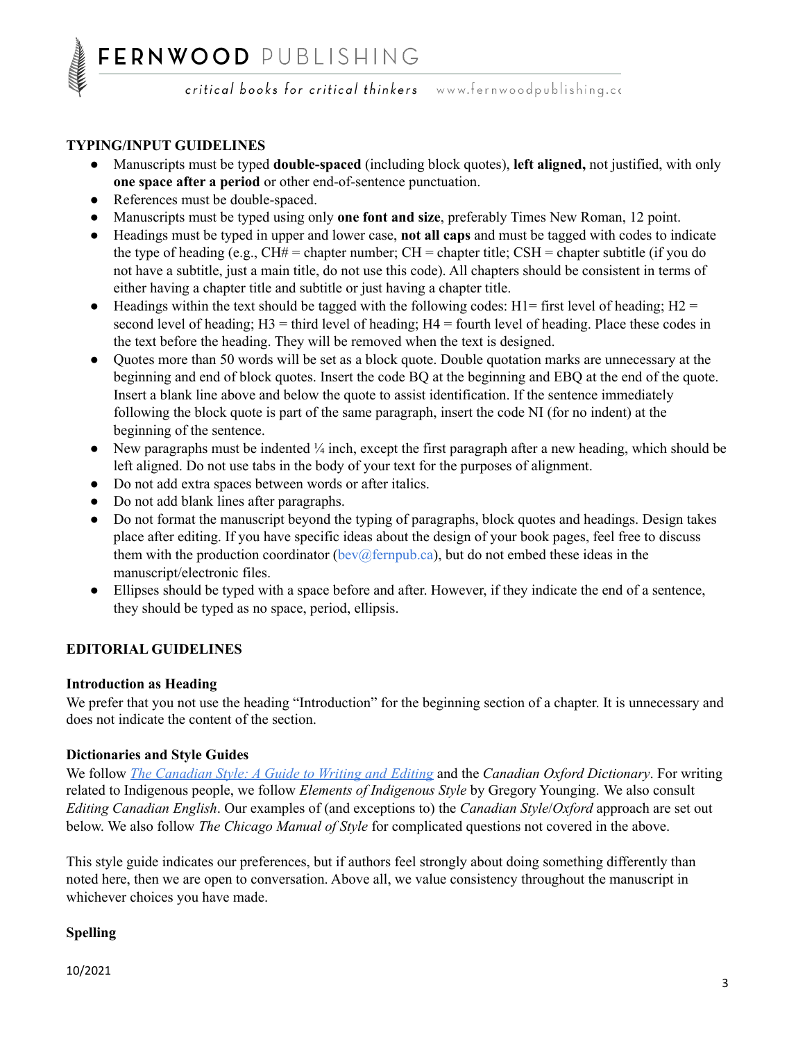**TYPING/INPUT GUIDELINES**

- Manuscripts must be typed **double-spaced** (including block quotes), **left aligned,** not justified, with only **one space after a period** or other end-of-sentence punctuation.
- References must be double-spaced.
- Manuscripts must be typed using only **one font and size**, preferably Times New Roman, 12 point.
- Headings must be typed in upper and lower case, **not all caps** and must be tagged with codes to indicate the type of heading (e.g., CH# = chapter number; CH = chapter title; CSH = chapter subtitle (if you do not have a subtitle, just a main title, do not use this code). All chapters should be consistent in terms of either having a chapter title and subtitle or just having a chapter title.
- Headings within the text should be tagged with the following codes: H1= first level of heading; H2 = second level of heading; H3 = third level of heading; H4 = fourth level of heading. Place these codes in the text before the heading. They will be removed when the text is designed.
- Quotes more than 50 words will be set as a block quote. Double quotation marks are unnecessary at the beginning and end of block quotes. Insert the code BQ at the beginning and EBQ at the end of the quote. Insert a blank line above and below the quote to assist identification. If the sentence immediately following the block quote is part of the same paragraph, insert the code NI (for no indent) at the beginning of the sentence.
- New paragraphs must be indented ¼ inch, except the first paragraph after a new heading, which should be left aligned. Do not use tabs in the body of your text for the purposes of alignment.
- Do not add extra spaces between words or after italics.
- Do not add blank lines after paragraphs.
- Do not format the manuscript beyond the typing of paragraphs, block quotes and headings. Design takes place after editing. If you have specific ideas about the design of your book pages, feel free to discuss them with the production coordinator (bev@fernpub.ca), but do not embed these ideas in the manuscript/electronic files.
- Ellipses should be typed with a space before and after. However, if they indicate the end of a sentence, they should be typed as no space, period, ellipsis.

**EDITORIAL GUIDELINES**

**Introduction as Heading**

We prefer that you not use the heading "Introduction" for the beginning section of a chapter. It is unnecessary and does not indicate the content of the section.

**Dictionaries and Style Guides**

We follow *The Canadian Style: A Guide to Writing and Editing* and the *Canadian Oxford Dictionary*. For writing related to Indigenous people, we follow *Elements of Indigenous Style* by Gregory Younging. We also consult *Editing Canadian English*. Our examples of (and exceptions to) the *Canadian Style*/*Oxford* approach are set out below. We also follow *The Chicago Manual of Style* for complicated questions not covered in the above.

This style guide indicates our preferences, but if authors feel strongly about doing something differently than noted here, then we are open to conversation. Above all, we value consistency throughout the manuscript in whichever choices you have made.

**Spelling**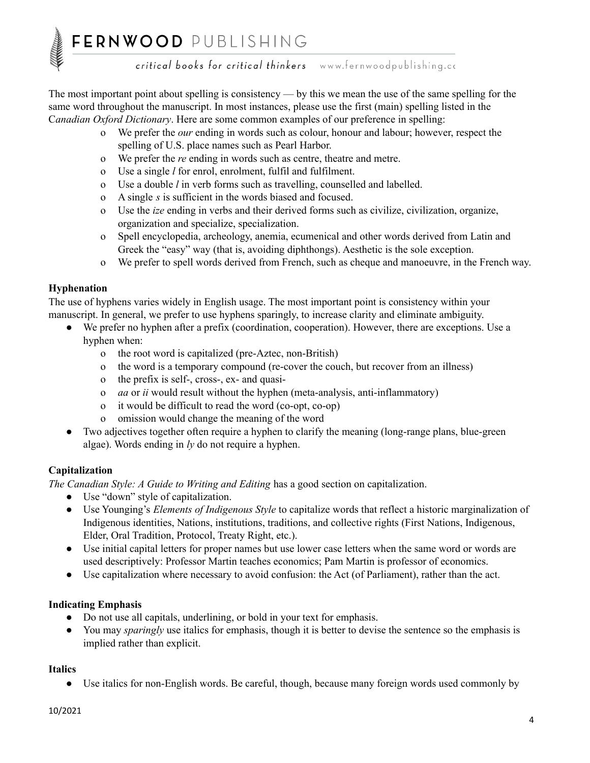The most important point about spelling is consistency — by this we mean the use of the same spelling for the same word throughout the manuscript. In most instances, please use the first (main) spelling listed in the *Canadian Oxford Dictionary*. Here are some common examples of our preference in spelling:

- We prefer the *our* ending in words such as colour, honour and labour; however, respect the spelling of U.S. place names such as Pearl Harbor.
- We prefer the *re* ending in words such as centre, theatre and metre.
- Use a single *l* for enrol, enrolment, fulfil and fulfilment.
- Use a double *l* in verb forms such as travelling, counselled and labelled.
- A single *s* is sufficient in the words biased and focused.
- Use the *ize* ending in verbs and their derived forms such as civilize, civilization, organize, organization and specialize, specialization.
- Spell encyclopedia, archeology, anemia, ecumenical and other words derived from Latin and Greek the "easy" way (that is, avoiding diphthongs). Aesthetic is the sole exception.
- We prefer to spell words derived from French, such as cheque and manoeuvre, in the French way.

**Hyphenation**

The use of hyphens varies widely in English usage. The most important point is consistency within your manuscript. In general, we prefer to use hyphens sparingly, to increase clarity and eliminate ambiguity.

- We prefer no hyphen after a prefix (coordination, cooperation). However, there are exceptions. Use a hyphen when:
  - the root word is capitalized (pre-Aztec, non-British)
  - the word is a temporary compound (re-cover the couch, but recover from an illness)
  - the prefix is self-, cross-, ex- and quasi-
  - *aa* or *ii* would result without the hyphen (meta-analysis, anti-inflammatory)
  - it would be difficult to read the word (co-opt, co-op)
  - omission would change the meaning of the word
- Two adjectives together often require a hyphen to clarify the meaning (long-range plans, blue-green algae). Words ending in *ly* do not require a hyphen.

**Capitalization**

*The Canadian Style: A Guide to Writing and Editing* has a good section on capitalization.

- Use "down" style of capitalization.
- Use Younging's *Elements of Indigenous Style* to capitalize words that reflect a historic marginalization of Indigenous identities, Nations, institutions, traditions, and collective rights (First Nations, Indigenous, Elder, Oral Tradition, Protocol, Treaty Right, etc.).
- Use initial capital letters for proper names but use lower case letters when the same word or words are used descriptively: Professor Martin teaches economics; Pam Martin is professor of economics.
- Use capitalization where necessary to avoid confusion: the Act (of Parliament), rather than the act.

**Indicating Emphasis**

- Do not use all capitals, underlining, or bold in your text for emphasis.
- You may *sparingly* use italics for emphasis, though it is better to devise the sentence so the emphasis is implied rather than explicit.

**Italics**

- Use italics for non-English words. Be careful, though, because many foreign words used commonly by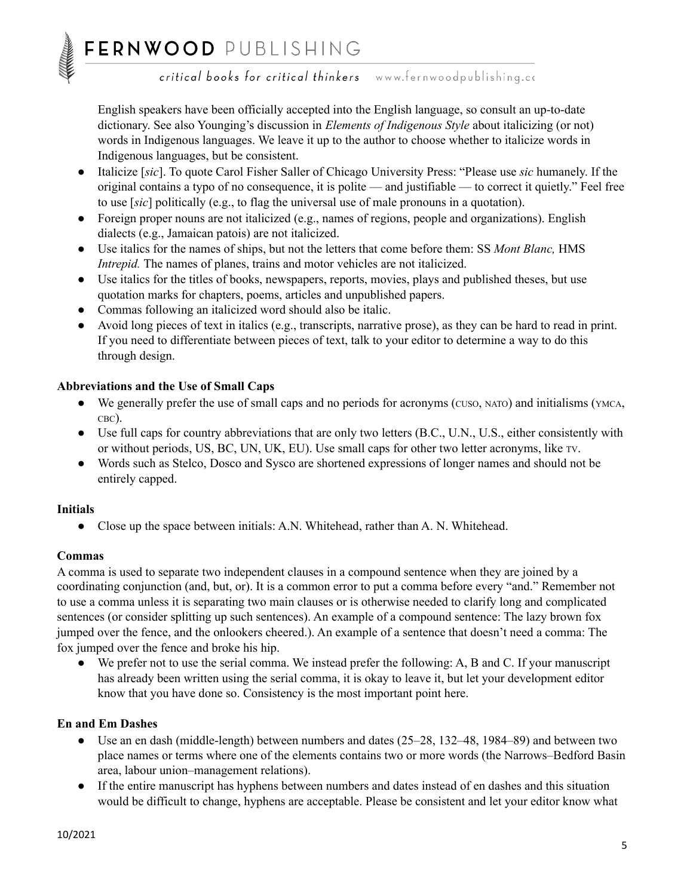English speakers have been officially accepted into the English language, so consult an up-to-date dictionary. See also Younging's discussion in *Elements of Indigenous Style* about italicizing (or not) words in Indigenous languages. We leave it up to the author to choose whether to italicize words in Indigenous languages, but be consistent.

- Italicize [*sic*]. To quote Carol Fisher Saller of Chicago University Press: "Please use *sic* humanely. If the original contains a typo of no consequence, it is polite — and justifiable — to correct it quietly." Feel free to use [*sic*] politically (e.g., to flag the universal use of male pronouns in a quotation).
- Foreign proper nouns are not italicized (e.g., names of regions, people and organizations). English dialects (e.g., Jamaican patois) are not italicized.
- Use italics for the names of ships, but not the letters that come before them: SS *Mont Blanc,* HMS *Intrepid.* The names of planes, trains and motor vehicles are not italicized.
- Use italics for the titles of books, newspapers, reports, movies, plays and published theses, but use quotation marks for chapters, poems, articles and unpublished papers.
- Commas following an italicized word should also be italic.
- Avoid long pieces of text in italics (e.g., transcripts, narrative prose), as they can be hard to read in print. If you need to differentiate between pieces of text, talk to your editor to determine a way to do this through design.

**Abbreviations and the Use of Small Caps**

- We generally prefer the use of small caps and no periods for acronyms (CUSO, NATO) and initialisms (YMCA, CBC).
- Use full caps for country abbreviations that are only two letters (B.C., U.N., U.S., either consistently with or without periods, US, BC, UN, UK, EU). Use small caps for other two letter acronyms, like TV.
- Words such as Stelco, Dosco and Sysco are shortened expressions of longer names and should not be entirely capped.

**Initials**

- Close up the space between initials: A.N. Whitehead, rather than A. N. Whitehead.

**Commas**

A comma is used to separate two independent clauses in a compound sentence when they are joined by a coordinating conjunction (and, but, or). It is a common error to put a comma before every "and." Remember not to use a comma unless it is separating two main clauses or is otherwise needed to clarify long and complicated sentences (or consider splitting up such sentences). An example of a compound sentence: The lazy brown fox jumped over the fence, and the onlookers cheered.). An example of a sentence that doesn't need a comma: The fox jumped over the fence and broke his hip.

- We prefer not to use the serial comma. We instead prefer the following: A, B and C. If your manuscript has already been written using the serial comma, it is okay to leave it, but let your development editor know that you have done so. Consistency is the most important point here.

**En and Em Dashes**

- Use an en dash (middle-length) between numbers and dates (25–28, 132–48, 1984–89) and between two place names or terms where one of the elements contains two or more words (the Narrows–Bedford Basin area, labour union–management relations).
- If the entire manuscript has hyphens between numbers and dates instead of en dashes and this situation would be difficult to change, hyphens are acceptable. Please be consistent and let your editor know what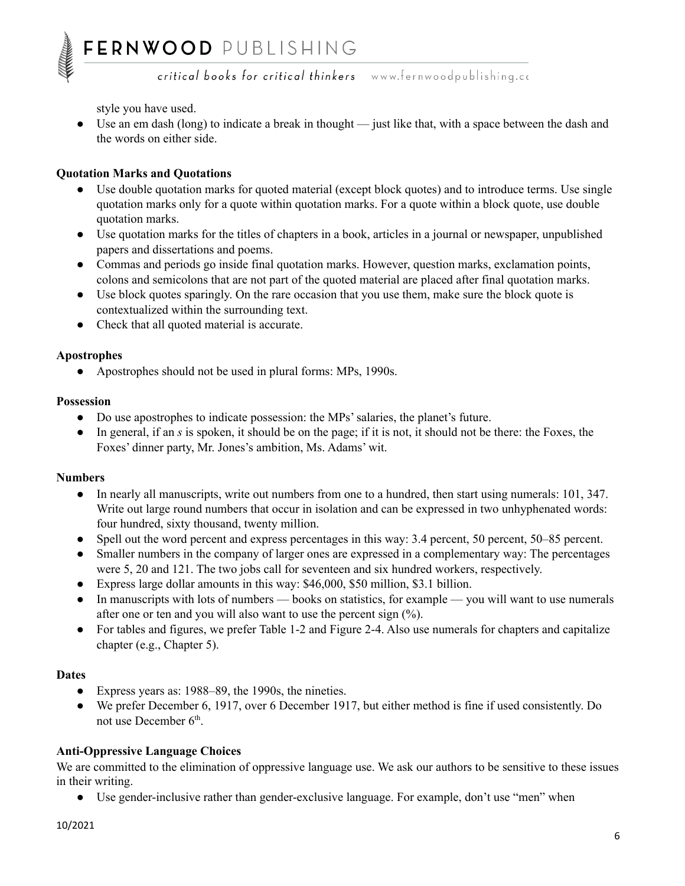style you have used.

- Use an em dash (long) to indicate a break in thought — just like that, with a space between the dash and the words on either side.

**Quotation Marks and Quotations**

- Use double quotation marks for quoted material (except block quotes) and to introduce terms. Use single quotation marks only for a quote within quotation marks. For a quote within a block quote, use double quotation marks.
- Use quotation marks for the titles of chapters in a book, articles in a journal or newspaper, unpublished papers and dissertations and poems.
- Commas and periods go inside final quotation marks. However, question marks, exclamation points, colons and semicolons that are not part of the quoted material are placed after final quotation marks.
- Use block quotes sparingly. On the rare occasion that you use them, make sure the block quote is contextualized within the surrounding text.
- Check that all quoted material is accurate.

**Apostrophes**

- Apostrophes should not be used in plural forms: MPs, 1990s.

**Possession**

- Do use apostrophes to indicate possession: the MPs' salaries, the planet's future.
- In general, if an *s* is spoken, it should be on the page; if it is not, it should not be there: the Foxes, the Foxes' dinner party, Mr. Jones's ambition, Ms. Adams' wit.

**Numbers**

- In nearly all manuscripts, write out numbers from one to a hundred, then start using numerals: 101, 347. Write out large round numbers that occur in isolation and can be expressed in two unhyphenated words: four hundred, sixty thousand, twenty million.
- Spell out the word percent and express percentages in this way: 3.4 percent, 50 percent, 50–85 percent.
- Smaller numbers in the company of larger ones are expressed in a complementary way: The percentages were 5, 20 and 121. The two jobs call for seventeen and six hundred workers, respectively.
- Express large dollar amounts in this way: $46,000, $50 million, $3.1 billion.
- In manuscripts with lots of numbers — books on statistics, for example — you will want to use numerals after one or ten and you will also want to use the percent sign (%).
- For tables and figures, we prefer Table 1-2 and Figure 2-4. Also use numerals for chapters and capitalize chapter (e.g., Chapter 5).

**Dates**

- Express years as: 1988–89, the 1990s, the nineties.
- We prefer December 6, 1917, over 6 December 1917, but either method is fine if used consistently. Do not use December 6th.

**Anti-Oppressive Language Choices**

We are committed to the elimination of oppressive language use. We ask our authors to be sensitive to these issues in their writing.

- Use gender-inclusive rather than gender-exclusive language. For example, don't use "men" when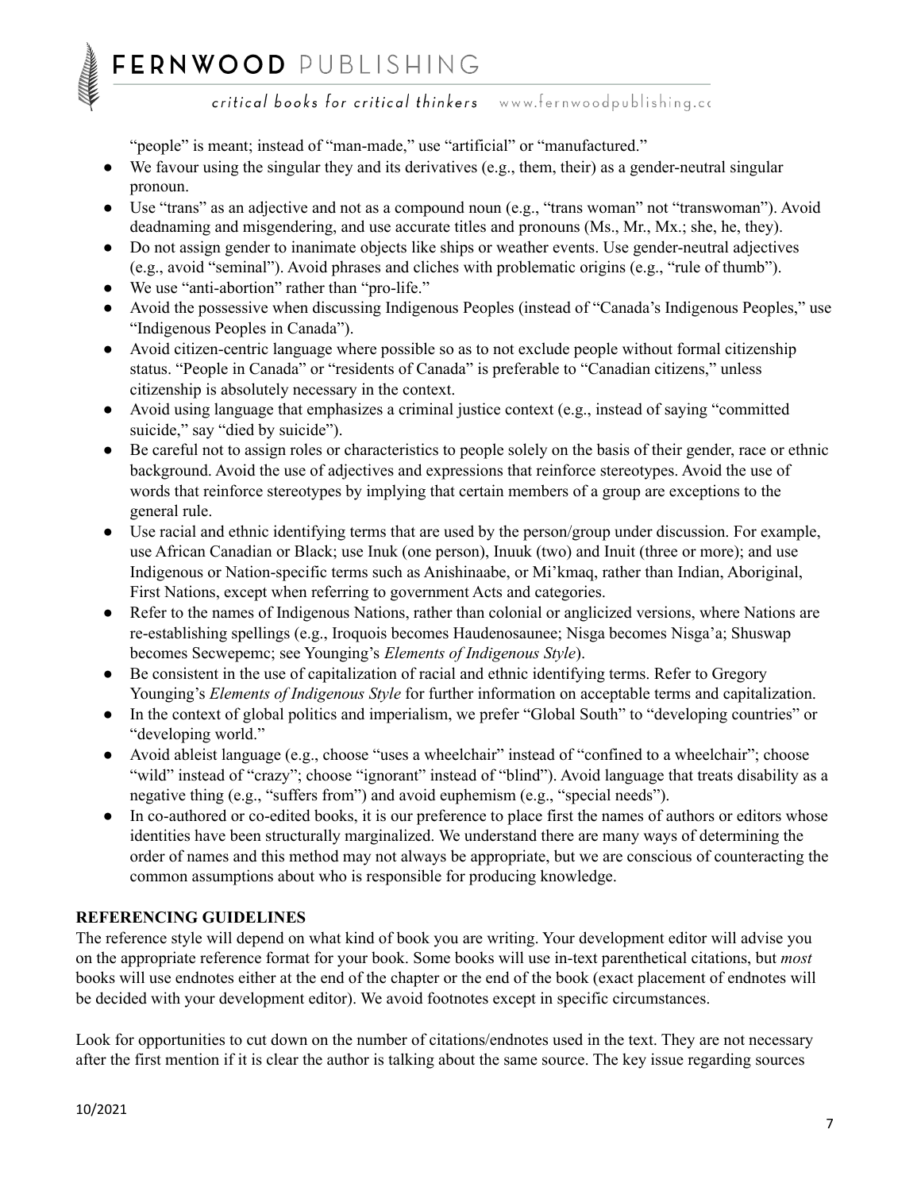"people" is meant; instead of "man-made," use "artificial" or "manufactured."

- We favour using the singular they and its derivatives (e.g., them, their) as a gender-neutral singular pronoun.
- Use "trans" as an adjective and not as a compound noun (e.g., "trans woman" not "transwoman"). Avoid deadnaming and misgendering, and use accurate titles and pronouns (Ms., Mr., Mx.; she, he, they).
- Do not assign gender to inanimate objects like ships or weather events. Use gender-neutral adjectives (e.g., avoid "seminal"). Avoid phrases and cliches with problematic origins (e.g., "rule of thumb").
- We use "anti-abortion" rather than "pro-life."
- Avoid the possessive when discussing Indigenous Peoples (instead of "Canada's Indigenous Peoples," use "Indigenous Peoples in Canada").
- Avoid citizen-centric language where possible so as to not exclude people without formal citizenship status. "People in Canada" or "residents of Canada" is preferable to "Canadian citizens," unless citizenship is absolutely necessary in the context.
- Avoid using language that emphasizes a criminal justice context (e.g., instead of saying "committed suicide," say "died by suicide").
- Be careful not to assign roles or characteristics to people solely on the basis of their gender, race or ethnic background. Avoid the use of adjectives and expressions that reinforce stereotypes. Avoid the use of words that reinforce stereotypes by implying that certain members of a group are exceptions to the general rule.
- Use racial and ethnic identifying terms that are used by the person/group under discussion. For example, use African Canadian or Black; use Inuk (one person), Inuuk (two) and Inuit (three or more); and use Indigenous or Nation-specific terms such as Anishinaabe, or Mi'kmaq, rather than Indian, Aboriginal, First Nations, except when referring to government Acts and categories.
- Refer to the names of Indigenous Nations, rather than colonial or anglicized versions, where Nations are re-establishing spellings (e.g., Iroquois becomes Haudenosaunee; Nisga becomes Nisga'a; Shuswap becomes Secwepemc; see Younging's *Elements of Indigenous Style*).
- Be consistent in the use of capitalization of racial and ethnic identifying terms. Refer to Gregory Younging's *Elements of Indigenous Style* for further information on acceptable terms and capitalization.
- In the context of global politics and imperialism, we prefer "Global South" to "developing countries" or "developing world."
- Avoid ableist language (e.g., choose "uses a wheelchair" instead of "confined to a wheelchair"; choose "wild" instead of "crazy"; choose "ignorant" instead of "blind"). Avoid language that treats disability as a negative thing (e.g., "suffers from") and avoid euphemism (e.g., "special needs").
- In co-authored or co-edited books, it is our preference to place first the names of authors or editors whose identities have been structurally marginalized. We understand there are many ways of determining the order of names and this method may not always be appropriate, but we are conscious of counteracting the common assumptions about who is responsible for producing knowledge.

**REFERENCING GUIDELINES**

The reference style will depend on what kind of book you are writing. Your development editor will advise you on the appropriate reference format for your book. Some books will use in-text parenthetical citations, but *most* books will use endnotes either at the end of the chapter or the end of the book (exact placement of endnotes will be decided with your development editor). We avoid footnotes except in specific circumstances.

Look for opportunities to cut down on the number of citations/endnotes used in the text. They are not necessary after the first mention if it is clear the author is talking about the same source. The key issue regarding sources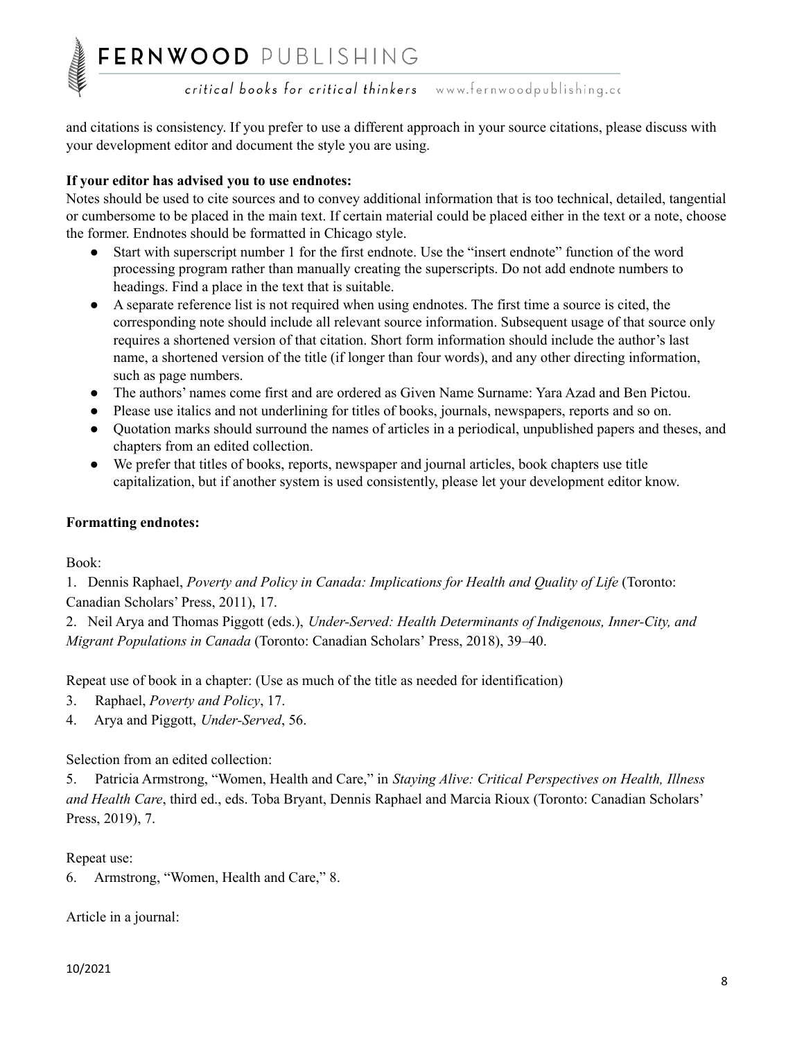and citations is consistency. If you prefer to use a different approach in your source citations, please discuss with your development editor and document the style you are using.

**If your editor has advised you to use endnotes:**

Notes should be used to cite sources and to convey additional information that is too technical, detailed, tangential or cumbersome to be placed in the main text. If certain material could be placed either in the text or a note, choose the former. Endnotes should be formatted in Chicago style.

- Start with superscript number 1 for the first endnote. Use the "insert endnote" function of the word processing program rather than manually creating the superscripts. Do not add endnote numbers to headings. Find a place in the text that is suitable.
- A separate reference list is not required when using endnotes. The first time a source is cited, the corresponding note should include all relevant source information. Subsequent usage of that source only requires a shortened version of that citation. Short form information should include the author's last name, a shortened version of the title (if longer than four words), and any other directing information, such as page numbers.
- The authors' names come first and are ordered as Given Name Surname: Yara Azad and Ben Pictou.
- Please use italics and not underlining for titles of books, journals, newspapers, reports and so on.
- Quotation marks should surround the names of articles in a periodical, unpublished papers and theses, and chapters from an edited collection.
- We prefer that titles of books, reports, newspaper and journal articles, book chapters use title capitalization, but if another system is used consistently, please let your development editor know.

**Formatting endnotes:**

Book:

1. Dennis Raphael, *Poverty and Policy in Canada: Implications for Health and Quality of Life* (Toronto: Canadian Scholars' Press, 2011), 17.
2. Neil Arya and Thomas Piggott (eds.), *Under-Served: Health Determinants of Indigenous, Inner-City, and Migrant Populations in Canada* (Toronto: Canadian Scholars' Press, 2018), 39–40.

Repeat use of book in a chapter: (Use as much of the title as needed for identification)

3. Raphael, *Poverty and Policy*, 17.
4. Arya and Piggott, *Under-Served*, 56.

Selection from an edited collection:

5. Patricia Armstrong, "Women, Health and Care," in *Staying Alive: Critical Perspectives on Health, Illness and Health Care*, third ed., eds. Toba Bryant, Dennis Raphael and Marcia Rioux (Toronto: Canadian Scholars' Press, 2019), 7.

Repeat use:

6. Armstrong, "Women, Health and Care," 8.

Article in a journal: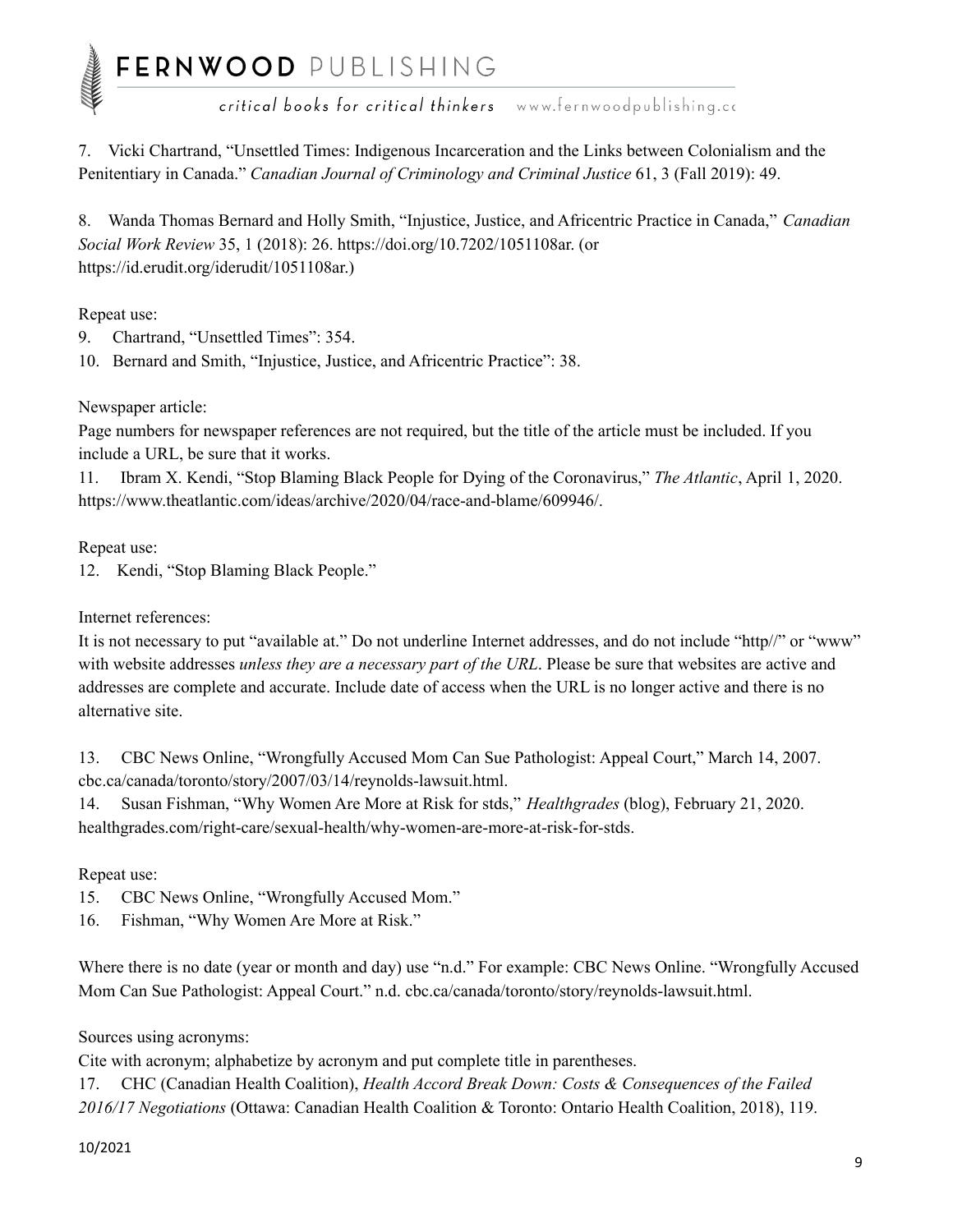7. Vicki Chartrand, “Unsettled Times: Indigenous Incarceration and the Links between Colonialism and the Penitentiary in Canada.” *Canadian Journal of Criminology and Criminal Justice* 61, 3 (Fall 2019): 49.

8. Wanda Thomas Bernard and Holly Smith, “Injustice, Justice, and Africentric Practice in Canada,” *Canadian Social Work Review* 35, 1 (2018): 26. https://doi.org/10.7202/1051108ar. (or https://id.erudit.org/iderudit/1051108ar.)

Repeat use:

9. Chartrand, “Unsettled Times”: 354.
10. Bernard and Smith, “Injustice, Justice, and Africentric Practice”: 38.

Newspaper article:

Page numbers for newspaper references are not required, but the title of the article must be included. If you include a URL, be sure that it works.

11. Ibram X. Kendi, “Stop Blaming Black People for Dying of the Coronavirus,” *The Atlantic*, April 1, 2020. https://www.theatlantic.com/ideas/archive/2020/04/race-and-blame/609946/.

Repeat use:

12. Kendi, “Stop Blaming Black People.”

Internet references:

It is not necessary to put “available at.” Do not underline Internet addresses, and do not include “http//” or “www” with website addresses *unless they are a necessary part of the URL*. Please be sure that websites are active and addresses are complete and accurate. Include date of access when the URL is no longer active and there is no alternative site.

13. CBC News Online, “Wrongfully Accused Mom Can Sue Pathologist: Appeal Court,” March 14, 2007. cbc.ca/canada/toronto/story/2007/03/14/reynolds-lawsuit.html.
14. Susan Fishman, “Why Women Are More at Risk for stds,” *Healthgrades* (blog), February 21, 2020. healthgrades.com/right-care/sexual-health/why-women-are-more-at-risk-for-stds.

Repeat use:

15. CBC News Online, “Wrongfully Accused Mom.”
16. Fishman, “Why Women Are More at Risk.”

Where there is no date (year or month and day) use “n.d.” For example: CBC News Online. “Wrongfully Accused Mom Can Sue Pathologist: Appeal Court.” n.d. cbc.ca/canada/toronto/story/reynolds-lawsuit.html.

Sources using acronyms:

Cite with acronym; alphabetize by acronym and put complete title in parentheses.

17. CHC (Canadian Health Coalition), *Health Accord Break Down: Costs & Consequences of the Failed 2016/17 Negotiations* (Ottawa: Canadian Health Coalition & Toronto: Ontario Health Coalition, 2018), 119.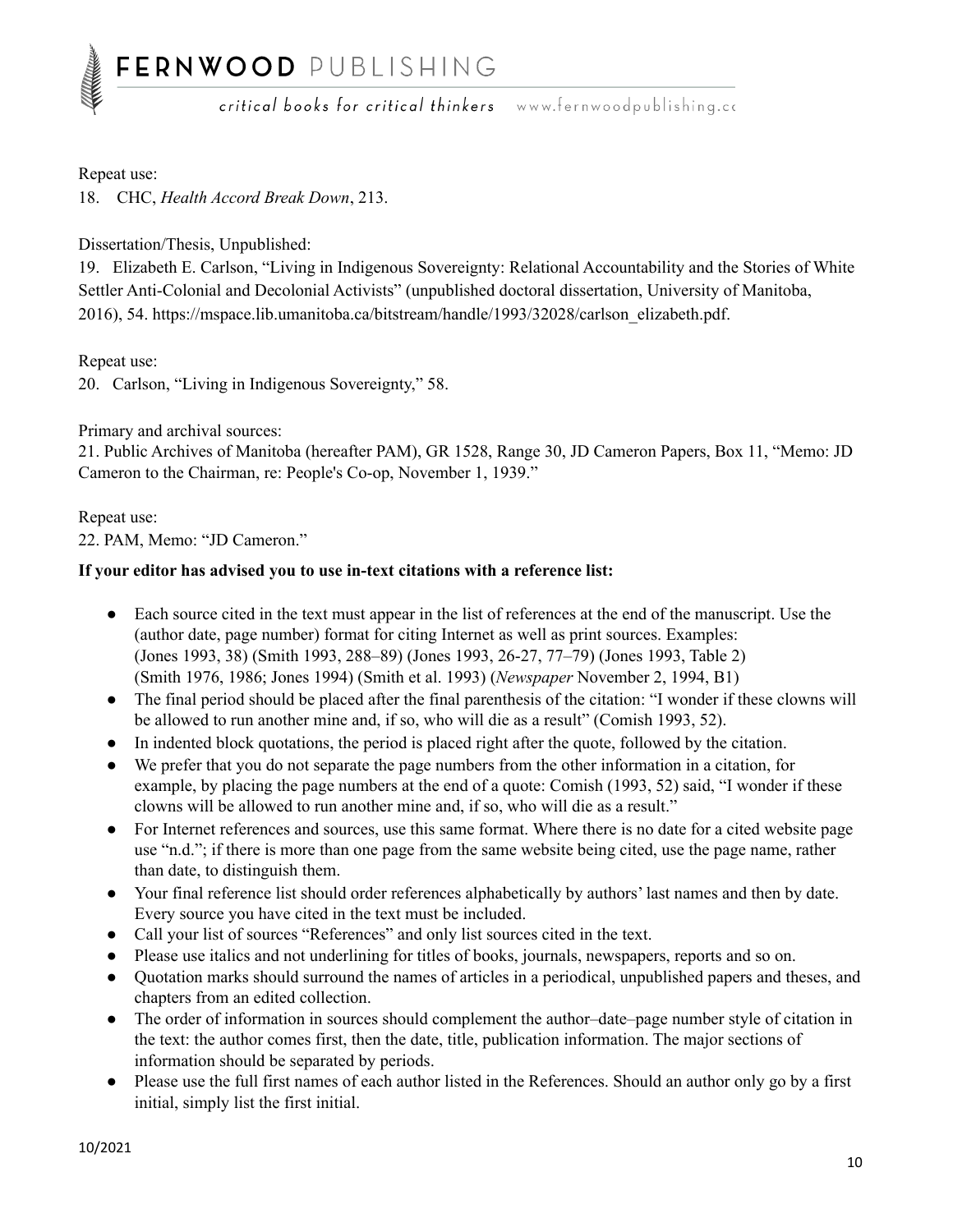Repeat use:
18. CHC, *Health Accord Break Down*, 213.

Dissertation/Thesis, Unpublished:
19. Elizabeth E. Carlson, "Living in Indigenous Sovereignty: Relational Accountability and the Stories of White Settler Anti-Colonial and Decolonial Activists" (unpublished doctoral dissertation, University of Manitoba, 2016), 54. https://mspace.lib.umanitoba.ca/bitstream/handle/1993/32028/carlson_elizabeth.pdf.

Repeat use:
20. Carlson, "Living in Indigenous Sovereignty," 58.

Primary and archival sources:
21. Public Archives of Manitoba (hereafter PAM), GR 1528, Range 30, JD Cameron Papers, Box 11, "Memo: JD Cameron to the Chairman, re: People's Co-op, November 1, 1939."

Repeat use:
22. PAM, Memo: "JD Cameron."

**If your editor has advised you to use in-text citations with a reference list:**

- Each source cited in the text must appear in the list of references at the end of the manuscript. Use the (author date, page number) format for citing Internet as well as print sources. Examples: (Jones 1993, 38) (Smith 1993, 288–89) (Jones 1993, 26-27, 77–79) (Jones 1993, Table 2) (Smith 1976, 1986; Jones 1994) (Smith et al. 1993) (*Newspaper* November 2, 1994, B1)
- The final period should be placed after the final parenthesis of the citation: "I wonder if these clowns will be allowed to run another mine and, if so, who will die as a result" (Comish 1993, 52).
- In indented block quotations, the period is placed right after the quote, followed by the citation.
- We prefer that you do not separate the page numbers from the other information in a citation, for example, by placing the page numbers at the end of a quote: Comish (1993, 52) said, "I wonder if these clowns will be allowed to run another mine and, if so, who will die as a result."
- For Internet references and sources, use this same format. Where there is no date for a cited website page use "n.d."; if there is more than one page from the same website being cited, use the page name, rather than date, to distinguish them.
- Your final reference list should order references alphabetically by authors' last names and then by date. Every source you have cited in the text must be included.
- Call your list of sources "References" and only list sources cited in the text.
- Please use italics and not underlining for titles of books, journals, newspapers, reports and so on.
- Quotation marks should surround the names of articles in a periodical, unpublished papers and theses, and chapters from an edited collection.
- The order of information in sources should complement the author–date–page number style of citation in the text: the author comes first, then the date, title, publication information. The major sections of information should be separated by periods.
- Please use the full first names of each author listed in the References. Should an author only go by a first initial, simply list the first initial.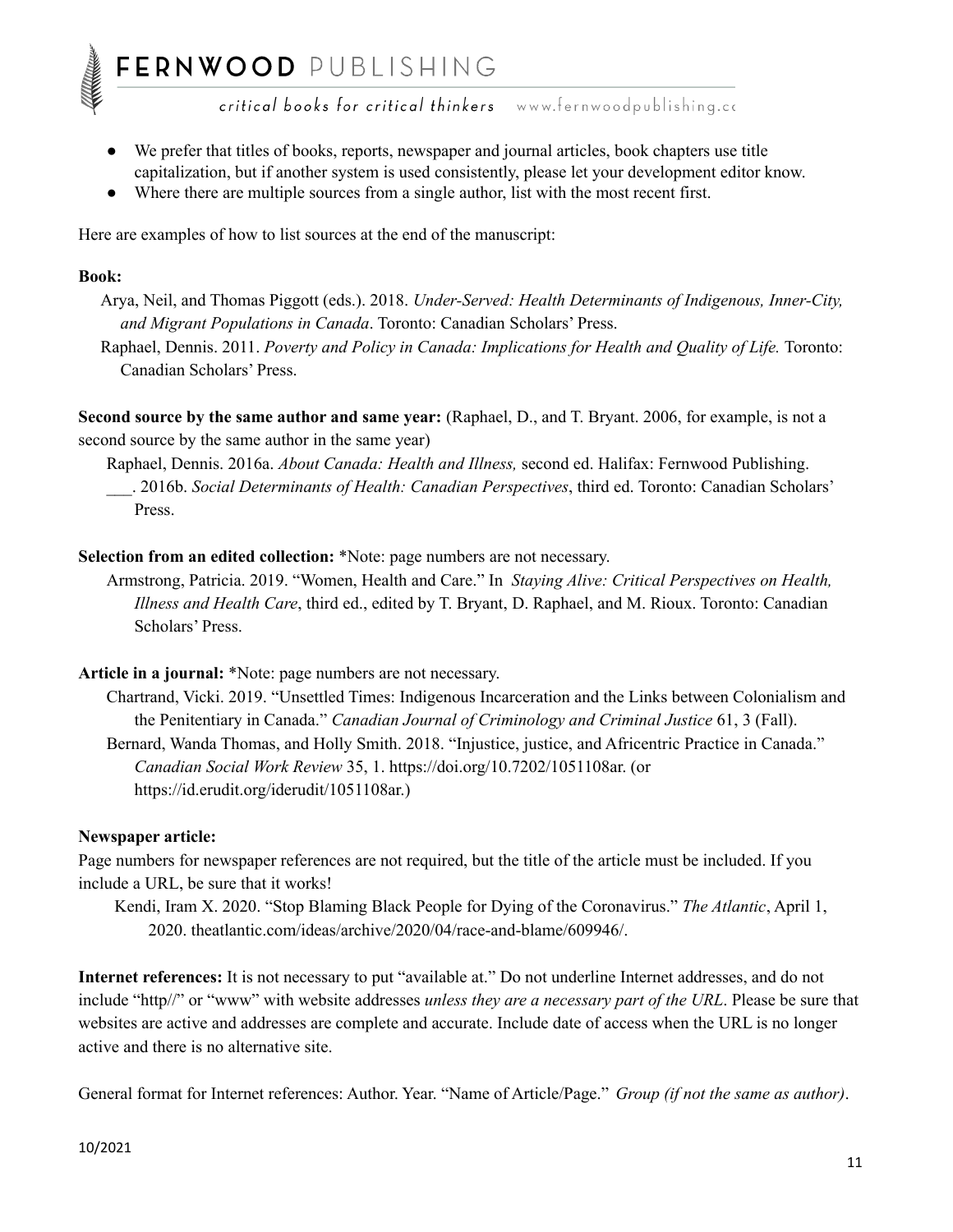- We prefer that titles of books, reports, newspaper and journal articles, book chapters use title capitalization, but if another system is used consistently, please let your development editor know.
- Where there are multiple sources from a single author, list with the most recent first.

Here are examples of how to list sources at the end of the manuscript:

**Book:**

Arya, Neil, and Thomas Piggott (eds.). 2018. *Under-Served: Health Determinants of Indigenous, Inner-City, and Migrant Populations in Canada*. Toronto: Canadian Scholars' Press.

Raphael, Dennis. 2011. *Poverty and Policy in Canada: Implications for Health and Quality of Life.* Toronto: Canadian Scholars' Press.

**Second source by the same author and same year:** (Raphael, D., and T. Bryant. 2006, for example, is not a second source by the same author in the same year)

Raphael, Dennis. 2016a. *About Canada: Health and Illness,* second ed. Halifax: Fernwood Publishing.

___. 2016b. *Social Determinants of Health: Canadian Perspectives*, third ed. Toronto: Canadian Scholars' Press.

**Selection from an edited collection:** *Note: page numbers are not necessary.

Armstrong, Patricia. 2019. "Women, Health and Care." In *Staying Alive: Critical Perspectives on Health, Illness and Health Care*, third ed., edited by T. Bryant, D. Raphael, and M. Rioux. Toronto: Canadian Scholars' Press.

**Article in a journal:** *Note: page numbers are not necessary.

Chartrand, Vicki. 2019. "Unsettled Times: Indigenous Incarceration and the Links between Colonialism and the Penitentiary in Canada." *Canadian Journal of Criminology and Criminal Justice* 61, 3 (Fall).

Bernard, Wanda Thomas, and Holly Smith. 2018. "Injustice, justice, and Africentric Practice in Canada." *Canadian Social Work Review* 35, 1. https://doi.org/10.7202/1051108ar. (or https://id.erudit.org/iderudit/1051108ar.)

**Newspaper article:**

Page numbers for newspaper references are not required, but the title of the article must be included. If you include a URL, be sure that it works!

Kendi, Iram X. 2020. "Stop Blaming Black People for Dying of the Coronavirus." *The Atlantic*, April 1, 2020. theatlantic.com/ideas/archive/2020/04/race-and-blame/609946/.

**Internet references:** It is not necessary to put "available at." Do not underline Internet addresses, and do not include "http//" or "www" with website addresses *unless they are a necessary part of the URL*. Please be sure that websites are active and addresses are complete and accurate. Include date of access when the URL is no longer active and there is no alternative site.

General format for Internet references: Author. Year. "Name of Article/Page." *Group (if not the same as author)*.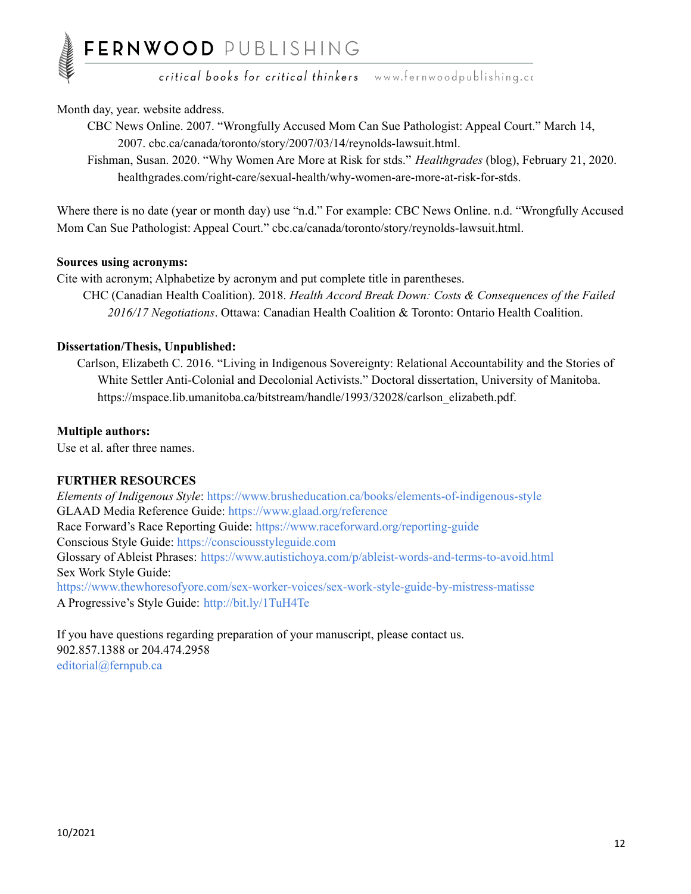Month day, year. website address.

CBC News Online. 2007. "Wrongfully Accused Mom Can Sue Pathologist: Appeal Court." March 14, 2007. cbc.ca/canada/toronto/story/2007/03/14/reynolds-lawsuit.html.

Fishman, Susan. 2020. "Why Women Are More at Risk for stds." *Healthgrades* (blog), February 21, 2020. healthgrades.com/right-care/sexual-health/why-women-are-more-at-risk-for-stds.

Where there is no date (year or month day) use "n.d." For example: CBC News Online. n.d. "Wrongfully Accused Mom Can Sue Pathologist: Appeal Court." cbc.ca/canada/toronto/story/reynolds-lawsuit.html.

**Sources using acronyms:**

Cite with acronym; Alphabetize by acronym and put complete title in parentheses.

CHC (Canadian Health Coalition). 2018. *Health Accord Break Down: Costs & Consequences of the Failed 2016/17 Negotiations*. Ottawa: Canadian Health Coalition & Toronto: Ontario Health Coalition.

**Dissertation/Thesis, Unpublished:**

Carlson, Elizabeth C. 2016. "Living in Indigenous Sovereignty: Relational Accountability and the Stories of White Settler Anti-Colonial and Decolonial Activists." Doctoral dissertation, University of Manitoba. https://mspace.lib.umanitoba.ca/bitstream/handle/1993/32028/carlson_elizabeth.pdf.

**Multiple authors:**

Use et al. after three names.

**FURTHER RESOURCES**

*Elements of Indigenous Style*: https://www.brusheducation.ca/books/elements-of-indigenous-style
GLAAD Media Reference Guide: https://www.glaad.org/reference
Race Forward's Race Reporting Guide: https://www.raceforward.org/reporting-guide
Conscious Style Guide: https://consciousstyleguide.com
Glossary of Ableist Phrases: https://www.autistichoya.com/p/ableist-words-and-terms-to-avoid.html
Sex Work Style Guide: https://www.thewhoresofyore.com/sex-worker-voices/sex-work-style-guide-by-mistress-matisse
A Progressive's Style Guide: http://bit.ly/1TuH4Te

If you have questions regarding preparation of your manuscript, please contact us.
902.857.1388 or 204.474.2958
editorial@fernpub.ca

10/2021